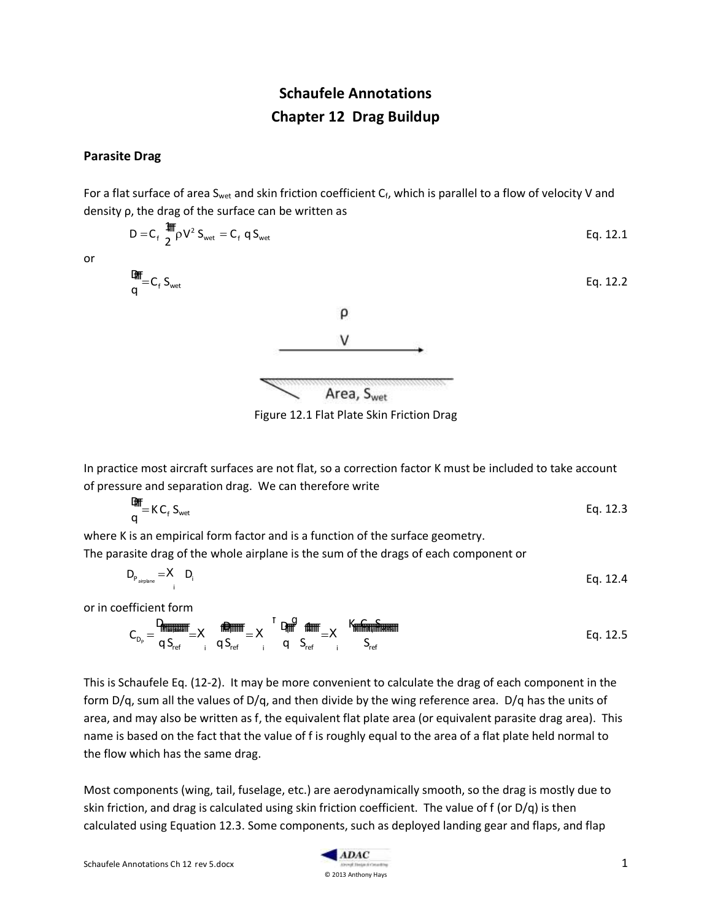# Schaufele Annotations

# Chapter 12 Drag Buildup

## Parasite Drag

For a flat surface of area $S_{wet}$ and skin friction coefficient $C_f$, which is parallel to a flow of velocity V and density ρ, the drag of the surface can be written as

$$D = C_f \frac{1}{2} \rho V^2 S_{wet} = C_f \, q \, S_{wet} \quad \text{Eq. 12.1}$$

or

$$\frac{D}{q} = C_f \, S_{wet} \quad \text{Eq. 12.2}$$

Figure 12.1 Flat Plate Skin Friction Drag

In practice most aircraft surfaces are not flat, so a correction factor K must be included to take account of pressure and separation drag. We can therefore write

$$\frac{D}{q} = K \, C_f \, S_{wet} \quad \text{Eq. 12.3}$$

where K is an empirical form factor and is a function of the surface geometry.
The parasite drag of the whole airplane is the sum of the drags of each component or

$$D_{P_{airplane}} = \sum_i D_i \quad \text{Eq. 12.4}$$

or in coefficient form

$$C_{D_P} = \frac{D}{q \, S_{ref}} = \sum_i \frac{D_i}{q \, S_{ref}} = \sum_i \left(\frac{D}{q}\right)_i \frac{1}{S_{ref}} = \sum_i \frac{K_i \, C_{f_i} \, S_{wet_i}}{S_{ref}} \quad \text{Eq. 12.5}$$

This is Schaufele Eq. (12-2). It may be more convenient to calculate the drag of each component in the form D/q, sum all the values of D/q, and then divide by the wing reference area. D/q has the units of area, and may also be written as f, the equivalent flat plate area (or equivalent parasite drag area). This name is based on the fact that the value of f is roughly equal to the area of a flat plate held normal to the flow which has the same drag.

Most components (wing, tail, fuselage, etc.) are aerodynamically smooth, so the drag is mostly due to skin friction, and drag is calculated using skin friction coefficient. The value of f (or D/q) is then calculated using Equation 12.3. Some components, such as deployed landing gear and flaps, and flap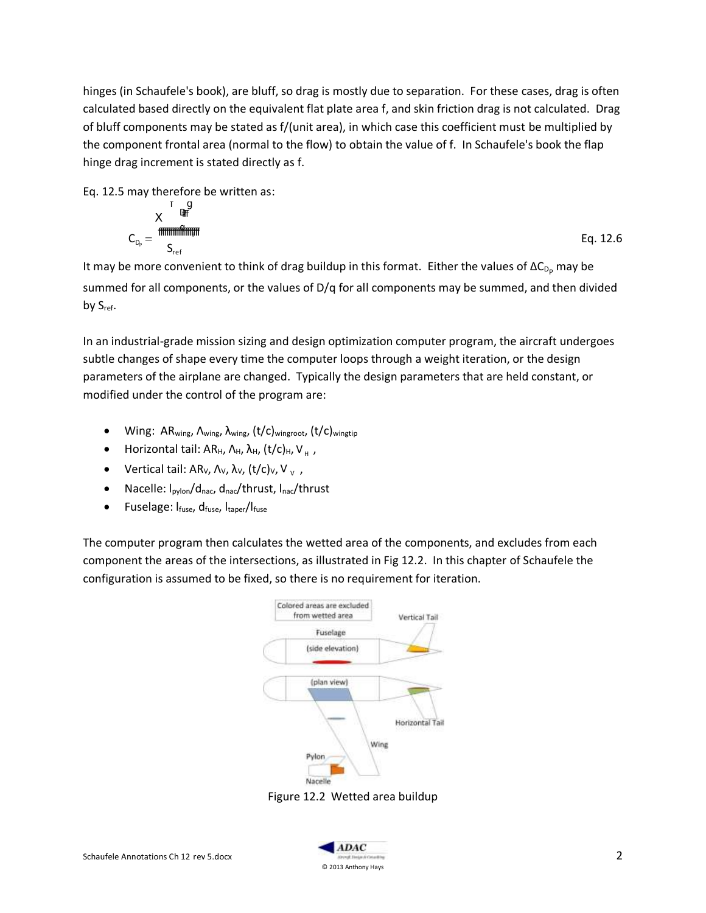hinges (in Schaufele's book), are bluff, so drag is mostly due to separation. For these cases, drag is often calculated based directly on the equivalent flat plate area f, and skin friction drag is not calculated. Drag of bluff components may be stated as f/(unit area), in which case this coefficient must be multiplied by the component frontal area (normal to the flow) to obtain the value of f. In Schaufele's book the flap hinge drag increment is stated directly as f.

Eq. 12.5 may therefore be written as:

$$C_{D_p} = \frac{\sum \left(\frac{D}{q}\right)}{S_{ref}} \qquad \text{Eq. 12.6}$$

It may be more convenient to think of drag buildup in this format. Either the values of $\Delta C_{D_p}$ may be summed for all components, or the values of D/q for all components may be summed, and then divided by $S_{ref}$.

In an industrial-grade mission sizing and design optimization computer program, the aircraft undergoes subtle changes of shape every time the computer loops through a weight iteration, or the design parameters of the airplane are changed. Typically the design parameters that are held constant, or modified under the control of the program are:

- Wing: $AR_{wing}$, $\Lambda_{wing}$, $\lambda_{wing}$, $(t/c)_{wingroot}$, $(t/c)_{wingtip}$
- Horizontal tail: $AR_H$, $\Lambda_H$, $\lambda_H$, $(t/c)_H$, $\bar{V}_H$ ,
- Vertical tail: $AR_V$, $\Lambda_V$, $\lambda_V$, $(t/c)_V$, $\bar{V}_V$ ,
- Nacelle: $l_{pylon}/d_{nac}$, $d_{nac}$/thrust, $l_{nac}$/thrust
- Fuselage: $l_{fuse}$, $d_{fuse}$, $l_{taper}/l_{fuse}$

The computer program then calculates the wetted area of the components, and excludes from each component the areas of the intersections, as illustrated in Fig 12.2. In this chapter of Schaufele the configuration is assumed to be fixed, so there is no requirement for iteration.

Figure 12.2 Wetted area buildup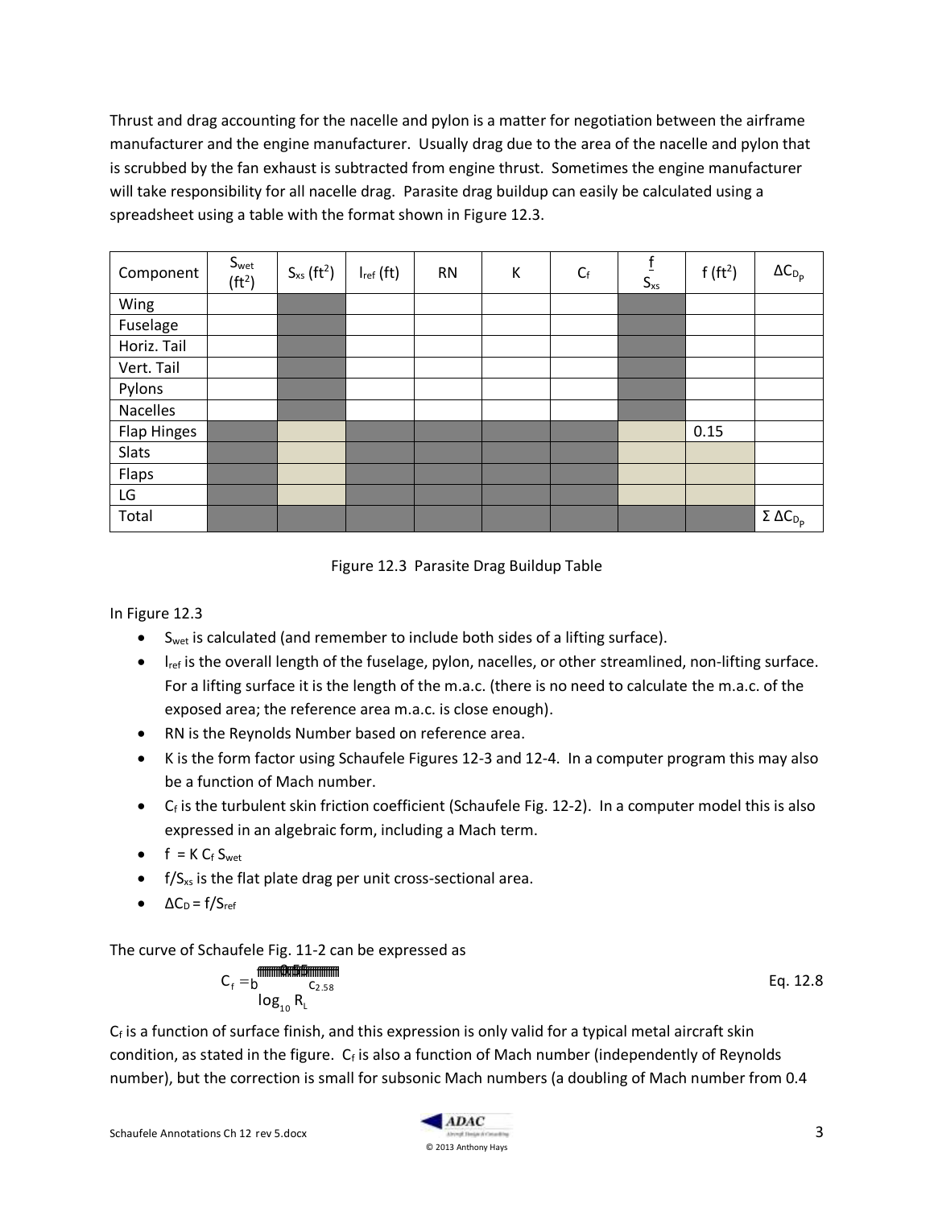Thrust and drag accounting for the nacelle and pylon is a matter for negotiation between the airframe manufacturer and the engine manufacturer. Usually drag due to the area of the nacelle and pylon that is scrubbed by the fan exhaust is subtracted from engine thrust. Sometimes the engine manufacturer will take responsibility for all nacelle drag. Parasite drag buildup can easily be calculated using a spreadsheet using a table with the format shown in Figure 12.3.

| Component | $S_{wet}$ ($ft^2$) | $S_{xs}$ ($ft^2$) | $l_{ref}$ (ft) | RN | K | $C_f$ | $\frac{f}{S_{xs}}$ | f ($ft^2$) | $\Delta C_{D_p}$ |
|---|---|---|---|---|---|---|---|---|---|
| Wing | | | | | | | | | |
| Fuselage | | | | | | | | | |
| Horiz. Tail | | | | | | | | | |
| Vert. Tail | | | | | | | | | |
| Pylons | | | | | | | | | |
| Nacelles | | | | | | | | | |
| Flap Hinges | | | | | | | | 0.15 | |
| Slats | | | | | | | | | |
| Flaps | | | | | | | | | |
| LG | | | | | | | | | |
| Total | | | | | | | | | $\Sigma \Delta C_{D_p}$ |

Figure 12.3 Parasite Drag Buildup Table

In Figure 12.3

- $S_{wet}$ is calculated (and remember to include both sides of a lifting surface).
- $l_{ref}$ is the overall length of the fuselage, pylon, nacelles, or other streamlined, non-lifting surface. For a lifting surface it is the length of the m.a.c. (there is no need to calculate the m.a.c. of the exposed area; the reference area m.a.c. is close enough).
- RN is the Reynolds Number based on reference area.
- K is the form factor using Schaufele Figures 12-3 and 12-4. In a computer program this may also be a function of Mach number.
- $C_f$ is the turbulent skin friction coefficient (Schaufele Fig. 12-2). In a computer model this is also expressed in an algebraic form, including a Mach term.
- $f = K C_f S_{wet}$
- $f/S_{xs}$ is the flat plate drag per unit cross-sectional area.
- $\Delta C_D = f/S_{ref}$

The curve of Schaufele Fig. 11-2 can be expressed as

$$C_f = \frac{0.455}{\left(\log_{10} R_L\right)^{2.58}} \qquad \text{Eq. 12.8}$$

$C_f$ is a function of surface finish, and this expression is only valid for a typical metal aircraft skin condition, as stated in the figure. $C_f$ is also a function of Mach number (independently of Reynolds number), but the correction is small for subsonic Mach numbers (a doubling of Mach number from 0.4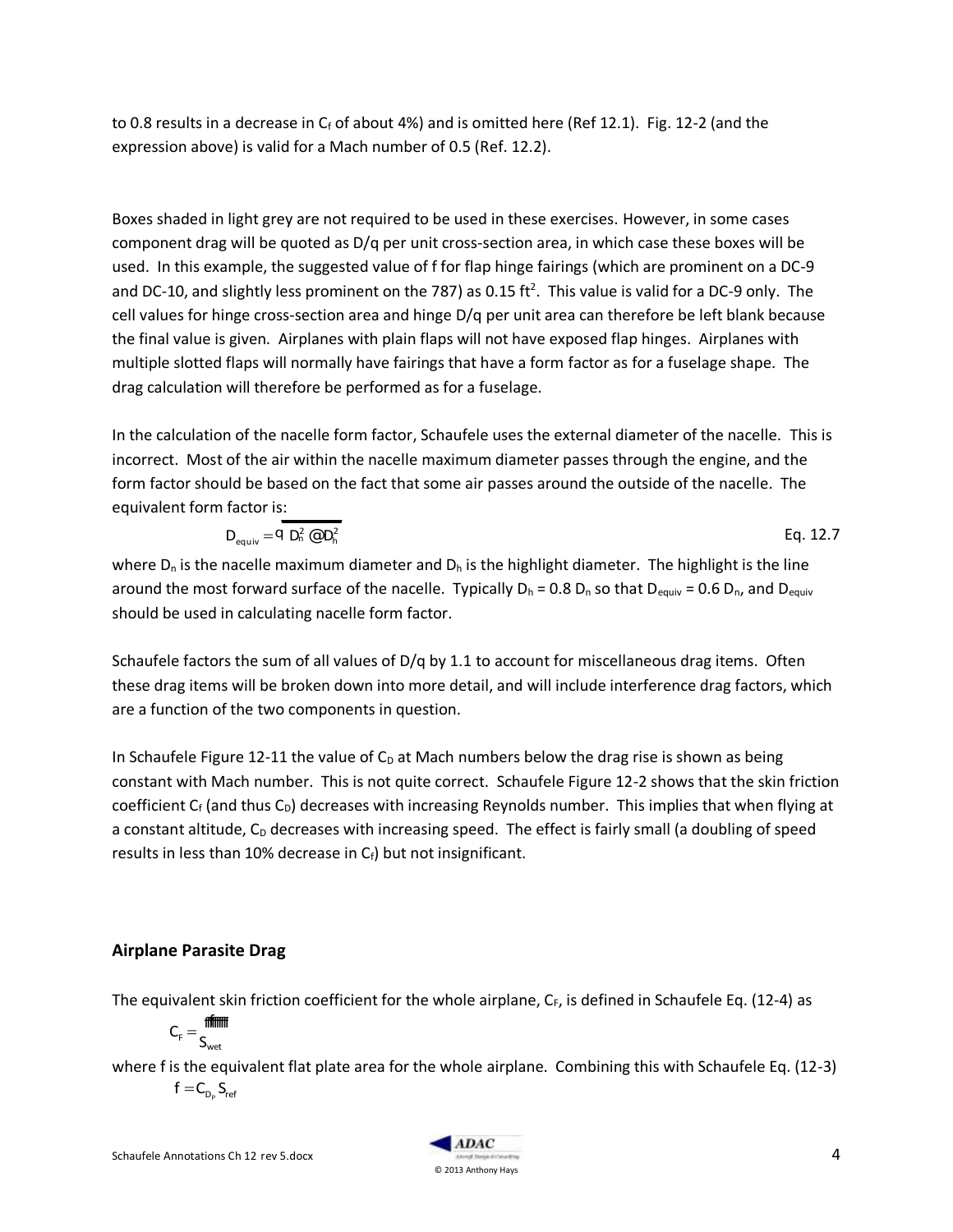to 0.8 results in a decrease in $C_f$ of about 4%) and is omitted here (Ref 12.1). Fig. 12-2 (and the expression above) is valid for a Mach number of 0.5 (Ref. 12.2).

Boxes shaded in light grey are not required to be used in these exercises. However, in some cases component drag will be quoted as D/q per unit cross-section area, in which case these boxes will be used. In this example, the suggested value of f for flap hinge fairings (which are prominent on a DC-9 and DC-10, and slightly less prominent on the 787) as 0.15 ft$^2$. This value is valid for a DC-9 only. The cell values for hinge cross-section area and hinge D/q per unit area can therefore be left blank because the final value is given. Airplanes with plain flaps will not have exposed flap hinges. Airplanes with multiple slotted flaps will normally have fairings that have a form factor as for a fuselage shape. The drag calculation will therefore be performed as for a fuselage.

In the calculation of the nacelle form factor, Schaufele uses the external diameter of the nacelle. This is incorrect. Most of the air within the nacelle maximum diameter passes through the engine, and the form factor should be based on the fact that some air passes around the outside of the nacelle. The equivalent form factor is:

$$D_{equiv} = \sqrt{D_n^2 - D_h^2} \qquad \text{Eq. 12.7}$$

where $D_n$ is the nacelle maximum diameter and $D_h$ is the highlight diameter. The highlight is the line around the most forward surface of the nacelle. Typically $D_h = 0.8\ D_n$ so that $D_{equiv} = 0.6\ D_n$, and $D_{equiv}$ should be used in calculating nacelle form factor.

Schaufele factors the sum of all values of D/q by 1.1 to account for miscellaneous drag items. Often these drag items will be broken down into more detail, and will include interference drag factors, which are a function of the two components in question.

In Schaufele Figure 12-11 the value of $C_D$ at Mach numbers below the drag rise is shown as being constant with Mach number. This is not quite correct. Schaufele Figure 12-2 shows that the skin friction coefficient $C_f$ (and thus $C_D$) decreases with increasing Reynolds number. This implies that when flying at a constant altitude, $C_D$ decreases with increasing speed. The effect is fairly small (a doubling of speed results in less than 10% decrease in $C_f$) but not insignificant.

## Airplane Parasite Drag

The equivalent skin friction coefficient for the whole airplane, $C_F$, is defined in Schaufele Eq. (12-4) as

$$C_F = \frac{f}{S_{wet}}$$

where f is the equivalent flat plate area for the whole airplane. Combining this with Schaufele Eq. (12-3)

$$f = C_{D_P} S_{ref}$$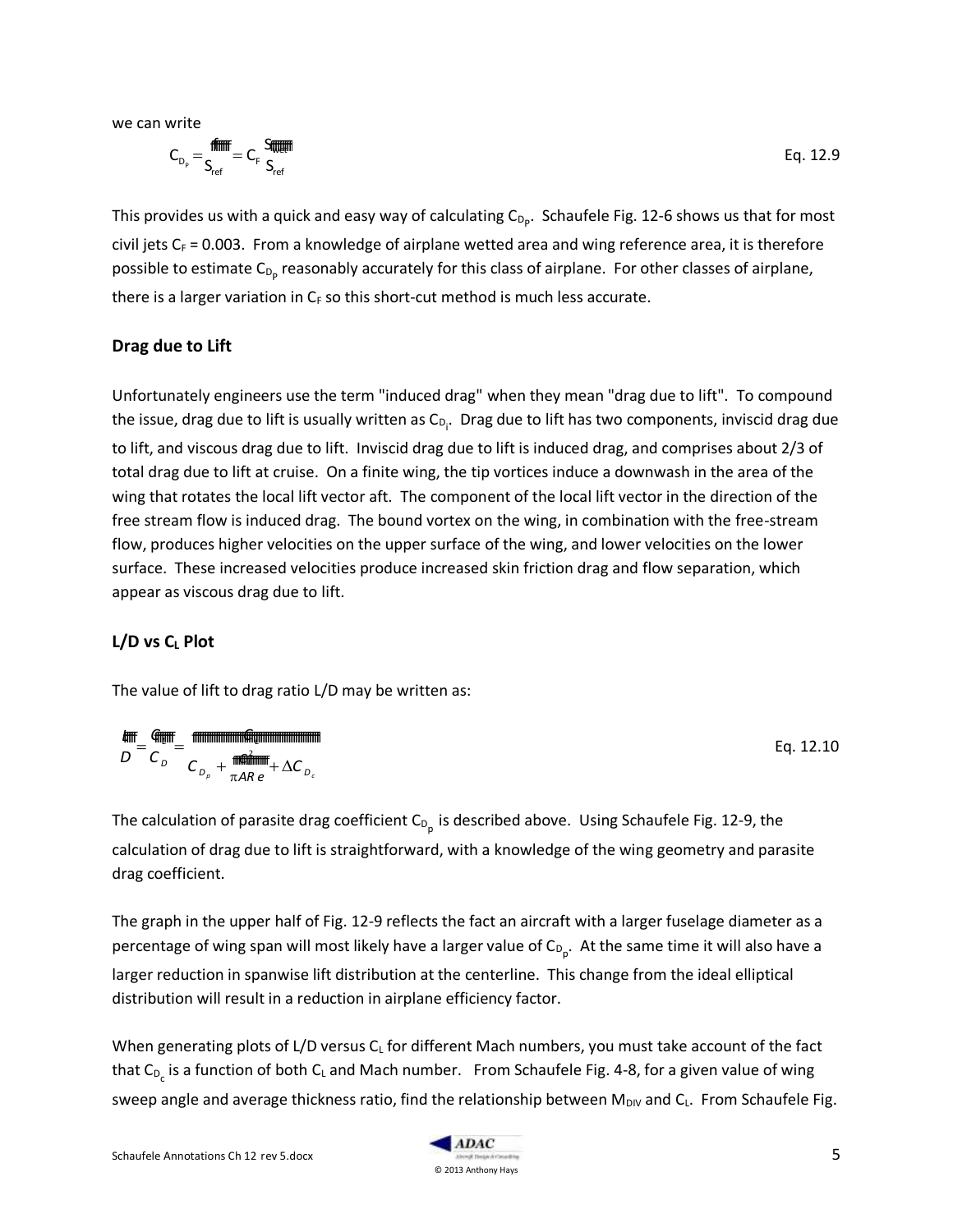we can write

$$C_{D_P} = \frac{f}{S_{ref}} = C_F \frac{S_{wet}}{S_{ref}} \quad \text{Eq. 12.9}$$

This provides us with a quick and easy way of calculating $C_{D_P}$. Schaufele Fig. 12-6 shows us that for most civil jets $C_F = 0.003$. From a knowledge of airplane wetted area and wing reference area, it is therefore possible to estimate $C_{D_p}$ reasonably accurately for this class of airplane. For other classes of airplane, there is a larger variation in $C_F$ so this short-cut method is much less accurate.

### Drag due to Lift

Unfortunately engineers use the term "induced drag" when they mean "drag due to lift". To compound the issue, drag due to lift is usually written as $C_{D_i}$. Drag due to lift has two components, inviscid drag due to lift, and viscous drag due to lift. Inviscid drag due to lift is induced drag, and comprises about 2/3 of total drag due to lift at cruise. On a finite wing, the tip vortices induce a downwash in the area of the wing that rotates the local lift vector aft. The component of the local lift vector in the direction of the free stream flow is induced drag. The bound vortex on the wing, in combination with the free-stream flow, produces higher velocities on the upper surface of the wing, and lower velocities on the lower surface. These increased velocities produce increased skin friction drag and flow separation, which appear as viscous drag due to lift.

### L/D vs $C_L$ Plot

The value of lift to drag ratio L/D may be written as:

$$\frac{L}{D} = \frac{C_L}{C_D} = \frac{C_L}{C_{D_p} + \frac{C_L^2}{\pi AR\, e} + \Delta C_{D_c}} \quad \text{Eq. 12.10}$$

The calculation of parasite drag coefficient $C_{D_p}$ is described above. Using Schaufele Fig. 12-9, the calculation of drag due to lift is straightforward, with a knowledge of the wing geometry and parasite drag coefficient.

The graph in the upper half of Fig. 12-9 reflects the fact an aircraft with a larger fuselage diameter as a percentage of wing span will most likely have a larger value of $C_{D_p}$. At the same time it will also have a larger reduction in spanwise lift distribution at the centerline. This change from the ideal elliptical distribution will result in a reduction in airplane efficiency factor.

When generating plots of L/D versus $C_L$ for different Mach numbers, you must take account of the fact that $C_{D_c}$ is a function of both $C_L$ and Mach number. From Schaufele Fig. 4-8, for a given value of wing sweep angle and average thickness ratio, find the relationship between $M_{DIV}$ and $C_L$. From Schaufele Fig.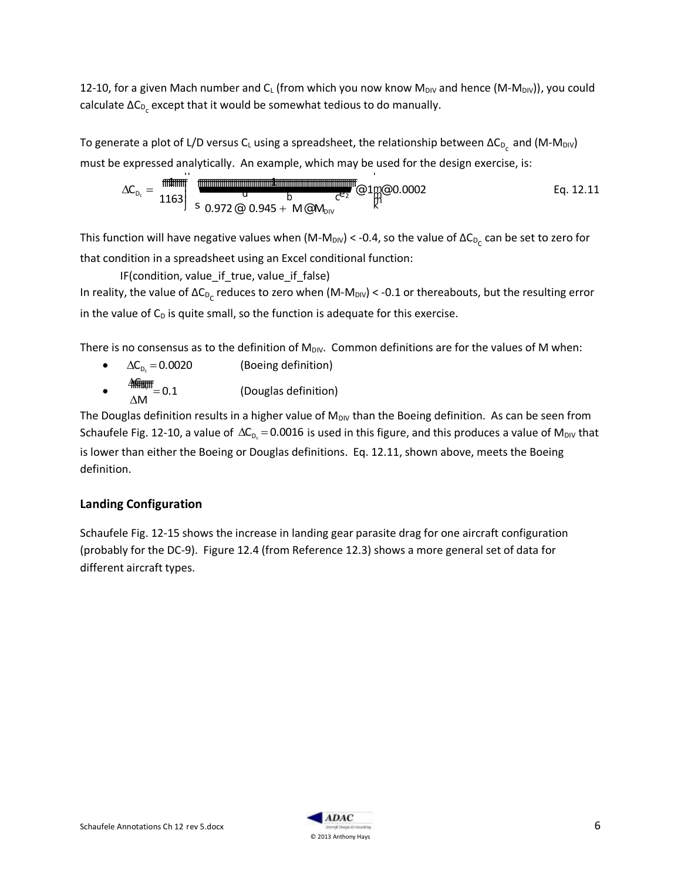12-10, for a given Mach number and $C_L$ (from which you now know $M_{DIV}$ and hence $(M-M_{DIV})$), you could calculate $\Delta C_{D_c}$ except that it would be somewhat tedious to do manually.

To generate a plot of L/D versus $C_L$ using a spreadsheet, the relationship between $\Delta C_{D_c}$ and $(M-M_{DIV})$ must be expressed analytically. An example, which may be used for the design exercise, is:

$$\Delta C_{D_c} = \frac{1}{1163}\left[\frac{1}{\sqrt{0.972 - \left(0.945 + M - M_{DIV}\right)^2}} - 1\right] - 0.0002 \qquad \text{Eq. 12.11}$$

This function will have negative values when $(M-M_{DIV}) < -0.4$, so the value of $\Delta C_{D_C}$ can be set to zero for that condition in a spreadsheet using an Excel conditional function:

IF(condition, value_if_true, value_if_false)

In reality, the value of $\Delta C_{D_C}$ reduces to zero when $(M-M_{DIV}) < -0.1$ or thereabouts, but the resulting error in the value of $C_D$ is quite small, so the function is adequate for this exercise.

There is no consensus as to the definition of $M_{DIV}$. Common definitions are for the values of M when:

- $\Delta C_{D_c} = 0.0020$ (Boeing definition)
- $\frac{\partial \Delta C_{D_c}}{\partial M} = 0.1$ (Douglas definition)

The Douglas definition results in a higher value of $M_{DIV}$ than the Boeing definition. As can be seen from Schaufele Fig. 12-10, a value of $\Delta C_{D_c} = 0.0016$ is used in this figure, and this produces a value of $M_{DIV}$ that is lower than either the Boeing or Douglas definitions. Eq. 12.11, shown above, meets the Boeing definition.

## Landing Configuration

Schaufele Fig. 12-15 shows the increase in landing gear parasite drag for one aircraft configuration (probably for the DC-9). Figure 12.4 (from Reference 12.3) shows a more general set of data for different aircraft types.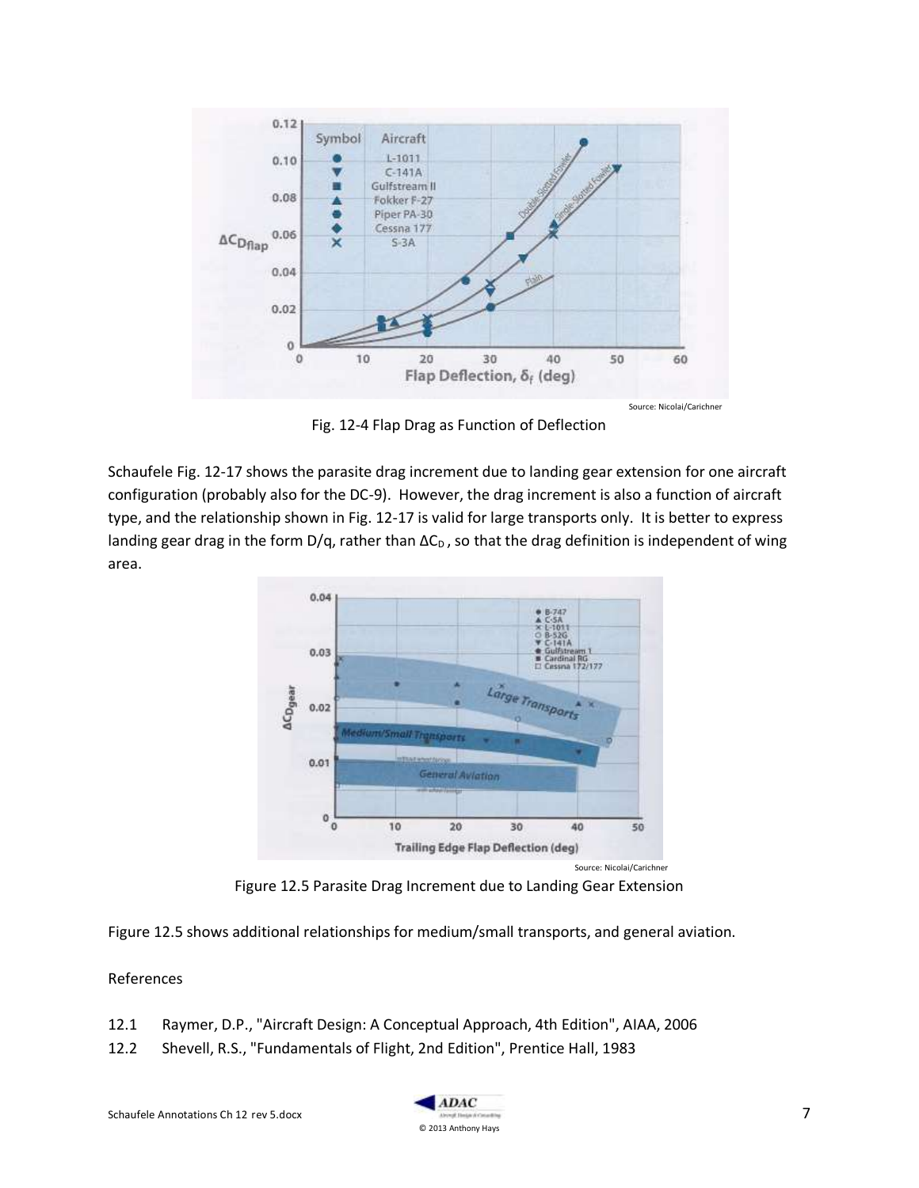Fig. 12-4 Flap Drag as Function of Deflection

Schaufele Fig. 12-17 shows the parasite drag increment due to landing gear extension for one aircraft configuration (probably also for the DC-9). However, the drag increment is also a function of aircraft type, and the relationship shown in Fig. 12-17 is valid for large transports only. It is better to express landing gear drag in the form D/q, rather than $\Delta C_D$, so that the drag definition is independent of wing area.

Figure 12.5 Parasite Drag Increment due to Landing Gear Extension

Figure 12.5 shows additional relationships for medium/small transports, and general aviation.

References

12.1 Raymer, D.P., "Aircraft Design: A Conceptual Approach, 4th Edition", AIAA, 2006

12.2 Shevell, R.S., "Fundamentals of Flight, 2nd Edition", Prentice Hall, 1983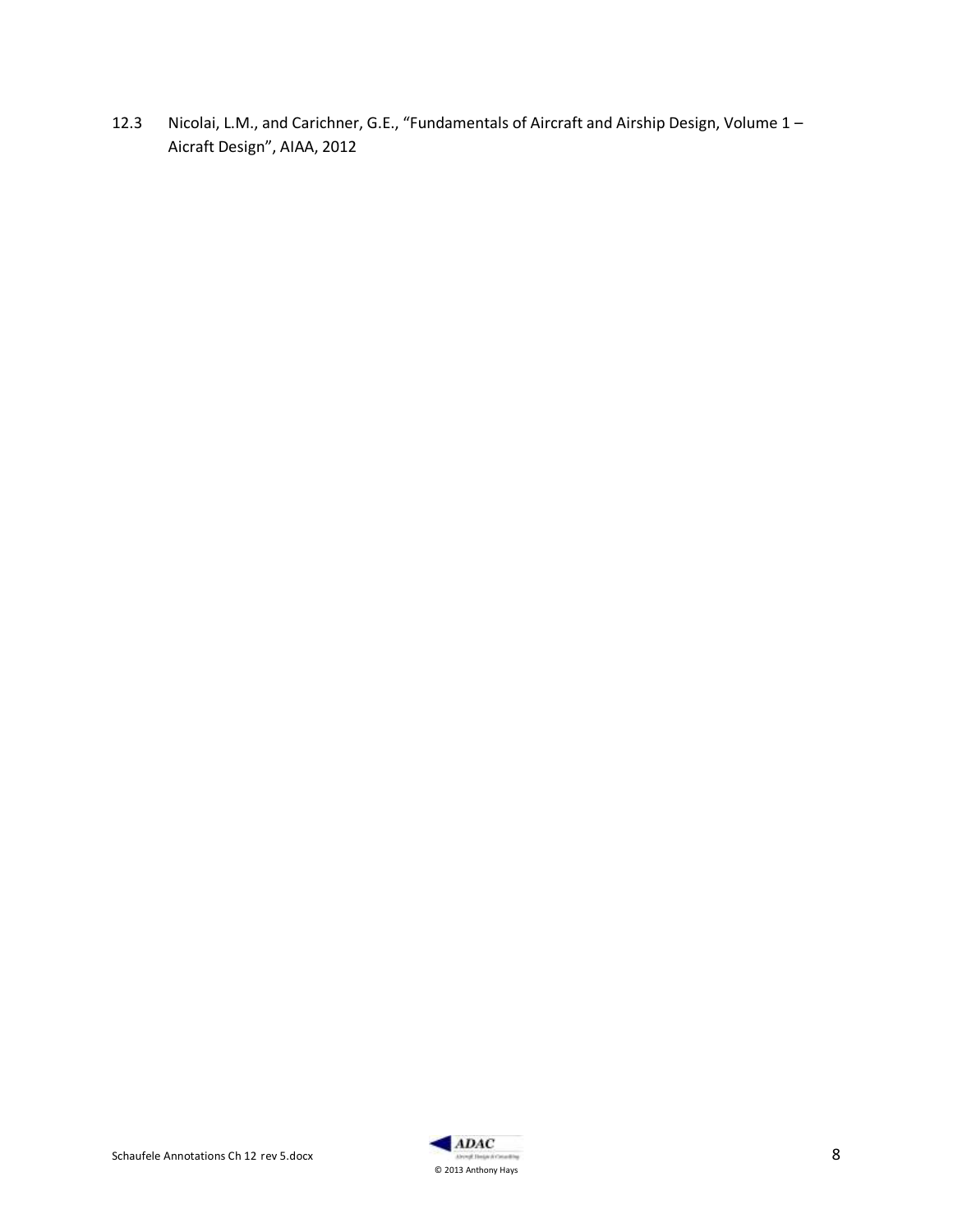12.3 Nicolai, L.M., and Carichner, G.E., "Fundamentals of Aircraft and Airship Design, Volume 1 – Aicraft Design", AIAA, 2012